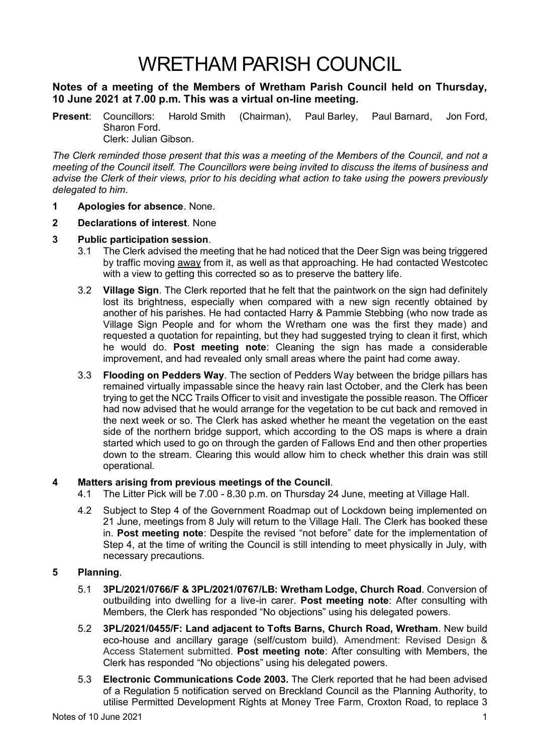# WRETHAM PARISH COUNCIL

**Notes of a meeting of the Members of Wretham Parish Council held on Thursday, 10 June 2021 at 7.00 p.m. This was a virtual on-line meeting.**

**Present**: Councillors: Harold Smith (Chairman), Paul Barley, Paul Barnard, Jon Ford, Sharon Ford.
Clerk: Julian Gibson.

*The Clerk reminded those present that this was a meeting of the Members of the Council, and not a meeting of the Council itself. The Councillors were being invited to discuss the items of business and advise the Clerk of their views, prior to his deciding what action to take using the powers previously delegated to him*.

**1 Apologies for absence**. None.

**2 Declarations of interest**. None

**3 Public participation session**.

3.1 The Clerk advised the meeting that he had noticed that the Deer Sign was being triggered by traffic moving away from it, as well as that approaching. He had contacted Westcotec with a view to getting this corrected so as to preserve the battery life.

3.2 **Village Sign**. The Clerk reported that he felt that the paintwork on the sign had definitely lost its brightness, especially when compared with a new sign recently obtained by another of his parishes. He had contacted Harry & Pammie Stebbing (who now trade as Village Sign People and for whom the Wretham one was the first they made) and requested a quotation for repainting, but they had suggested trying to clean it first, which he would do. **Post meeting note**: Cleaning the sign has made a considerable improvement, and had revealed only small areas where the paint had come away.

3.3 **Flooding on Pedders Way**. The section of Pedders Way between the bridge pillars has remained virtually impassable since the heavy rain last October, and the Clerk has been trying to get the NCC Trails Officer to visit and investigate the possible reason. The Officer had now advised that he would arrange for the vegetation to be cut back and removed in the next week or so. The Clerk has asked whether he meant the vegetation on the east side of the northern bridge support, which according to the OS maps is where a drain started which used to go on through the garden of Fallows End and then other properties down to the stream. Clearing this would allow him to check whether this drain was still operational.

**4 Matters arising from previous meetings of the Council**.

4.1 The Litter Pick will be 7.00 - 8.30 p.m. on Thursday 24 June, meeting at Village Hall.

4.2 Subject to Step 4 of the Government Roadmap out of Lockdown being implemented on 21 June, meetings from 8 July will return to the Village Hall. The Clerk has booked these in. **Post meeting note**: Despite the revised "not before" date for the implementation of Step 4, at the time of writing the Council is still intending to meet physically in July, with necessary precautions.

**5 Planning**.

5.1 **3PL/2021/0766/F & 3PL/2021/0767/LB: Wretham Lodge, Church Road**. Conversion of outbuilding into dwelling for a live-in carer. **Post meeting note**: After consulting with Members, the Clerk has responded "No objections" using his delegated powers.

5.2 **3PL/2021/0455/F: Land adjacent to Tofts Barns, Church Road, Wretham**. New build eco-house and ancillary garage (self/custom build). Amendment: Revised Design & Access Statement submitted. **Post meeting note**: After consulting with Members, the Clerk has responded "No objections" using his delegated powers.

5.3 **Electronic Communications Code 2003.** The Clerk reported that he had been advised of a Regulation 5 notification served on Breckland Council as the Planning Authority, to utilise Permitted Development Rights at Money Tree Farm, Croxton Road, to replace 3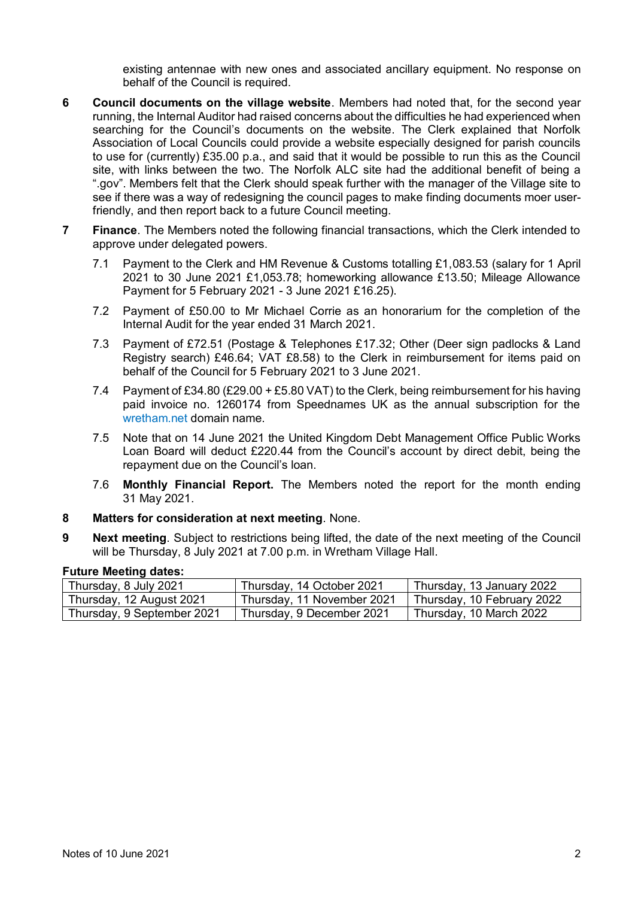existing antennae with new ones and associated ancillary equipment. No response on behalf of the Council is required.

**6** **Council documents on the village website**. Members had noted that, for the second year running, the Internal Auditor had raised concerns about the difficulties he had experienced when searching for the Council's documents on the website. The Clerk explained that Norfolk Association of Local Councils could provide a website especially designed for parish councils to use for (currently) £35.00 p.a., and said that it would be possible to run this as the Council site, with links between the two. The Norfolk ALC site had the additional benefit of being a ".gov". Members felt that the Clerk should speak further with the manager of the Village site to see if there was a way of redesigning the council pages to make finding documents moer user-friendly, and then report back to a future Council meeting.

**7** **Finance**. The Members noted the following financial transactions, which the Clerk intended to approve under delegated powers.

7.1 Payment to the Clerk and HM Revenue & Customs totalling £1,083.53 (salary for 1 April 2021 to 30 June 2021 £1,053.78; homeworking allowance £13.50; Mileage Allowance Payment for 5 February 2021 - 3 June 2021 £16.25).

7.2 Payment of £50.00 to Mr Michael Corrie as an honorarium for the completion of the Internal Audit for the year ended 31 March 2021.

7.3 Payment of £72.51 (Postage & Telephones £17.32; Other (Deer sign padlocks & Land Registry search) £46.64; VAT £8.58) to the Clerk in reimbursement for items paid on behalf of the Council for 5 February 2021 to 3 June 2021.

7.4 Payment of £34.80 (£29.00 + £5.80 VAT) to the Clerk, being reimbursement for his having paid invoice no. 1260174 from Speednames UK as the annual subscription for the wretham.net domain name.

7.5 Note that on 14 June 2021 the United Kingdom Debt Management Office Public Works Loan Board will deduct £220.44 from the Council's account by direct debit, being the repayment due on the Council's loan.

7.6 **Monthly Financial Report.** The Members noted the report for the month ending 31 May 2021.

**8** **Matters for consideration at next meeting**. None.

**9** **Next meeting**. Subject to restrictions being lifted, the date of the next meeting of the Council will be Thursday, 8 July 2021 at 7.00 p.m. in Wretham Village Hall.

**Future Meeting dates:**

| | | |
|---|---|---|
| Thursday, 8 July 2021 | Thursday, 14 October 2021 | Thursday, 13 January 2022 |
| Thursday, 12 August 2021 | Thursday, 11 November 2021 | Thursday, 10 February 2022 |
| Thursday, 9 September 2021 | Thursday, 9 December 2021 | Thursday, 10 March 2022 |